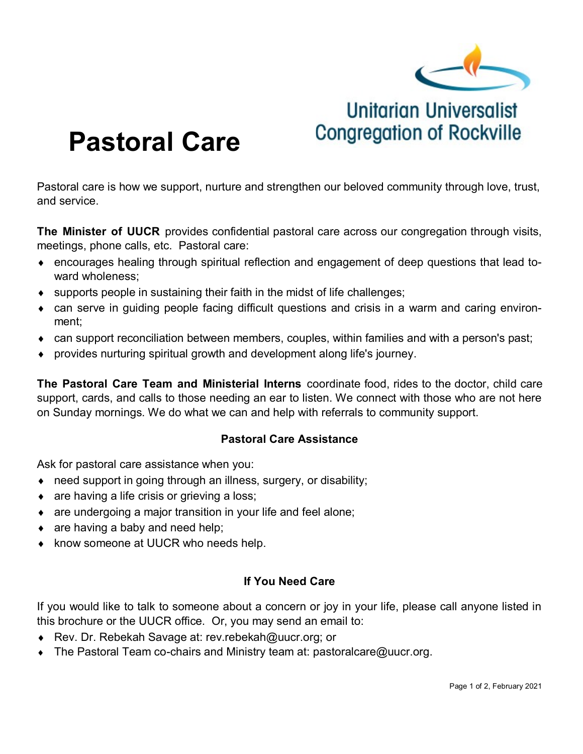Unitarian Universalist Congregation of Rockville

# Pastoral Care

Pastoral care is how we support, nurture and strengthen our beloved community through love, trust, and service.

**The Minister of UUCR** provides confidential pastoral care across our congregation through visits, meetings, phone calls, etc. Pastoral care:

- encourages healing through spiritual reflection and engagement of deep questions that lead toward wholeness;
- supports people in sustaining their faith in the midst of life challenges;
- can serve in guiding people facing difficult questions and crisis in a warm and caring environment;
- can support reconciliation between members, couples, within families and with a person's past;
- provides nurturing spiritual growth and development along life's journey.

**The Pastoral Care Team and Ministerial Interns** coordinate food, rides to the doctor, child care support, cards, and calls to those needing an ear to listen. We connect with those who are not here on Sunday mornings. We do what we can and help with referrals to community support.

### Pastoral Care Assistance

Ask for pastoral care assistance when you:

- need support in going through an illness, surgery, or disability;
- are having a life crisis or grieving a loss;
- are undergoing a major transition in your life and feel alone;
- are having a baby and need help;
- know someone at UUCR who needs help.

### If You Need Care

If you would like to talk to someone about a concern or joy in your life, please call anyone listed in this brochure or the UUCR office. Or, you may send an email to:

- Rev. Dr. Rebekah Savage at: rev.rebekah@uucr.org; or
- The Pastoral Team co-chairs and Ministry team at: pastoralcare@uucr.org.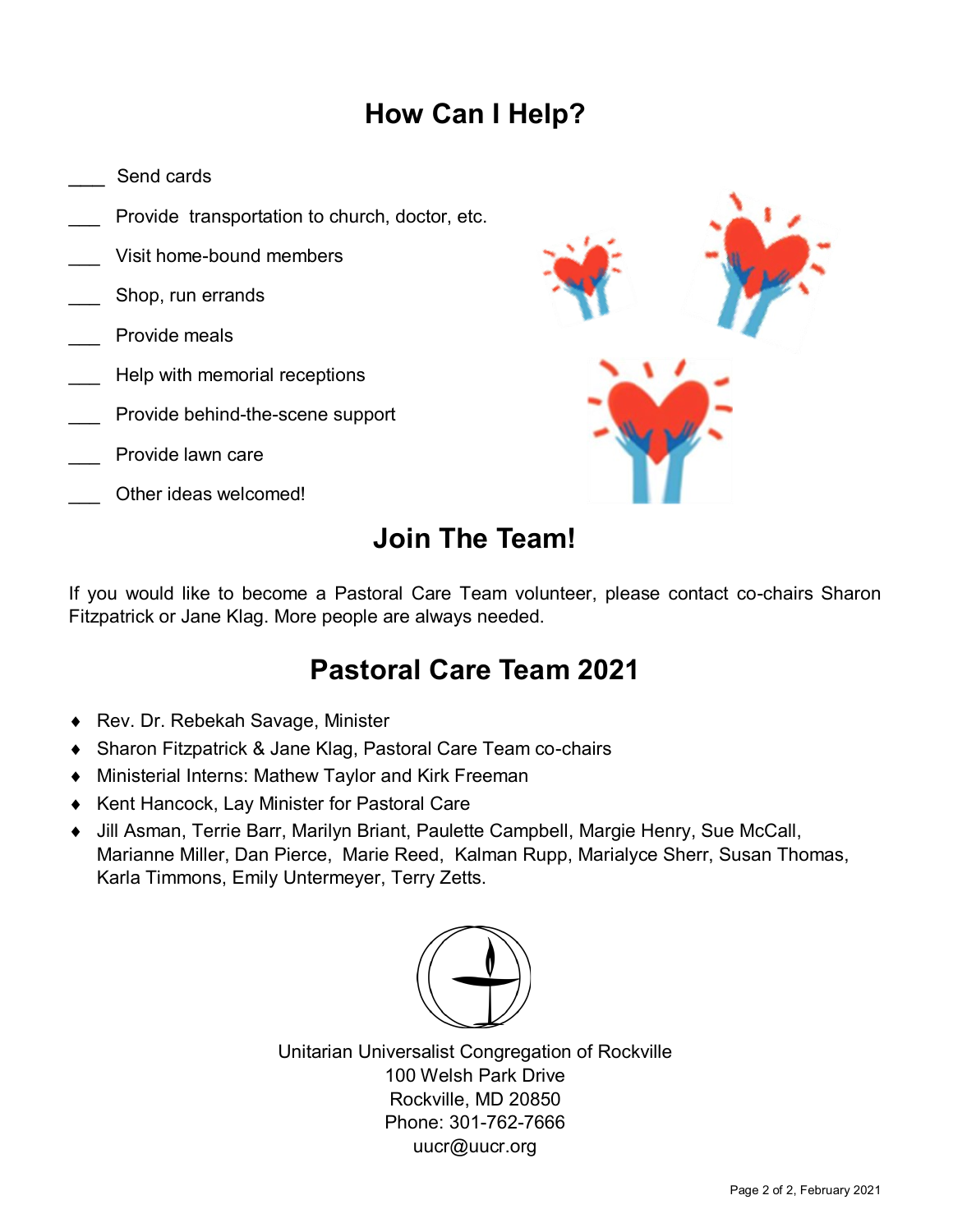# How Can I Help?

___ Send cards

___ Provide transportation to church, doctor, etc.

___ Visit home-bound members

___ Shop, run errands

___ Provide meals

___ Help with memorial receptions

___ Provide behind-the-scene support

___ Provide lawn care

___ Other ideas welcomed!

# Join The Team!

If you would like to become a Pastoral Care Team volunteer, please contact co-chairs Sharon Fitzpatrick or Jane Klag. More people are always needed.

# Pastoral Care Team 2021

- Rev. Dr. Rebekah Savage, Minister
- Sharon Fitzpatrick & Jane Klag, Pastoral Care Team co-chairs
- Ministerial Interns: Mathew Taylor and Kirk Freeman
- Kent Hancock, Lay Minister for Pastoral Care
- Jill Asman, Terrie Barr, Marilyn Briant, Paulette Campbell, Margie Henry, Sue McCall, Marianne Miller, Dan Pierce, Marie Reed, Kalman Rupp, Marialyce Sherr, Susan Thomas, Karla Timmons, Emily Untermeyer, Terry Zetts.

Unitarian Universalist Congregation of Rockville
100 Welsh Park Drive
Rockville, MD 20850
Phone: 301-762-7666
uucr@uucr.org